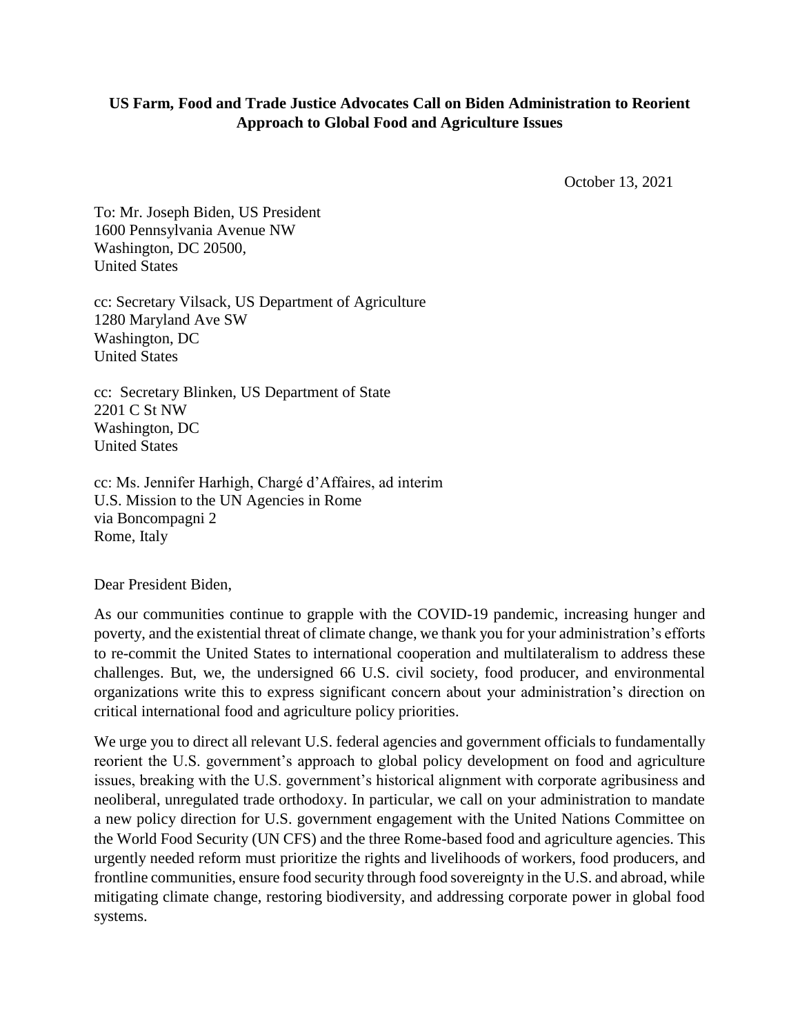**US Farm, Food and Trade Justice Advocates Call on Biden Administration to Reorient Approach to Global Food and Agriculture Issues**

October 13, 2021

To: Mr. Joseph Biden, US President  
1600 Pennsylvania Avenue NW  
Washington, DC 20500,  
United States

cc: Secretary Vilsack, US Department of Agriculture  
1280 Maryland Ave SW  
Washington, DC  
United States

cc: Secretary Blinken, US Department of State  
2201 C St NW  
Washington, DC  
United States

cc: Ms. Jennifer Harhigh, Chargé d'Affaires, ad interim  
U.S. Mission to the UN Agencies in Rome  
via Boncompagni 2  
Rome, Italy

Dear President Biden,

As our communities continue to grapple with the COVID-19 pandemic, increasing hunger and poverty, and the existential threat of climate change, we thank you for your administration's efforts to re-commit the United States to international cooperation and multilateralism to address these challenges. But, we, the undersigned 66 U.S. civil society, food producer, and environmental organizations write this to express significant concern about your administration's direction on critical international food and agriculture policy priorities.

We urge you to direct all relevant U.S. federal agencies and government officials to fundamentally reorient the U.S. government's approach to global policy development on food and agriculture issues, breaking with the U.S. government's historical alignment with corporate agribusiness and neoliberal, unregulated trade orthodoxy. In particular, we call on your administration to mandate a new policy direction for U.S. government engagement with the United Nations Committee on the World Food Security (UN CFS) and the three Rome-based food and agriculture agencies. This urgently needed reform must prioritize the rights and livelihoods of workers, food producers, and frontline communities, ensure food security through food sovereignty in the U.S. and abroad, while mitigating climate change, restoring biodiversity, and addressing corporate power in global food systems.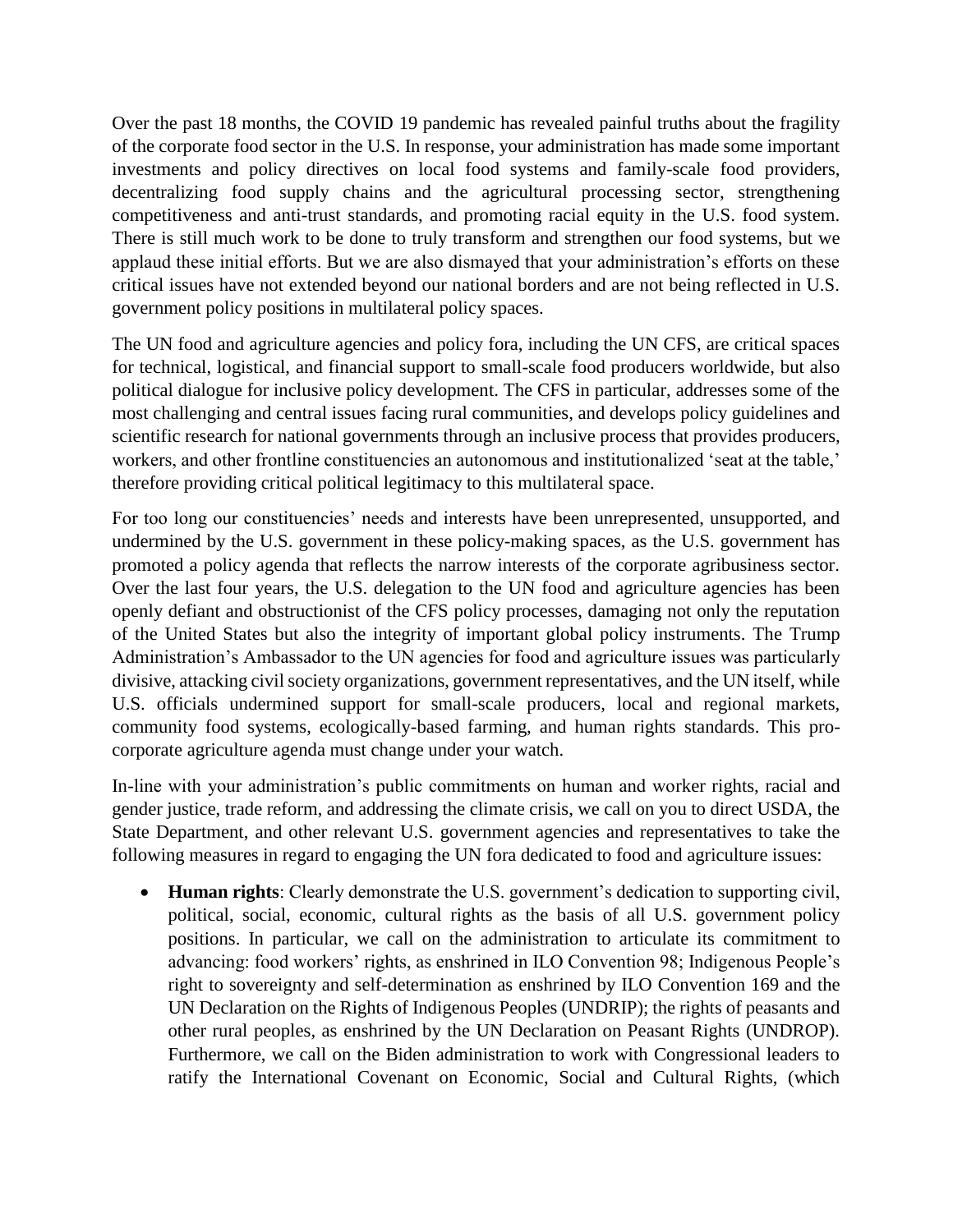Over the past 18 months, the COVID 19 pandemic has revealed painful truths about the fragility of the corporate food sector in the U.S. In response, your administration has made some important investments and policy directives on local food systems and family-scale food providers, decentralizing food supply chains and the agricultural processing sector, strengthening competitiveness and anti-trust standards, and promoting racial equity in the U.S. food system. There is still much work to be done to truly transform and strengthen our food systems, but we applaud these initial efforts. But we are also dismayed that your administration's efforts on these critical issues have not extended beyond our national borders and are not being reflected in U.S. government policy positions in multilateral policy spaces.

The UN food and agriculture agencies and policy fora, including the UN CFS, are critical spaces for technical, logistical, and financial support to small-scale food producers worldwide, but also political dialogue for inclusive policy development. The CFS in particular, addresses some of the most challenging and central issues facing rural communities, and develops policy guidelines and scientific research for national governments through an inclusive process that provides producers, workers, and other frontline constituencies an autonomous and institutionalized 'seat at the table,' therefore providing critical political legitimacy to this multilateral space.

For too long our constituencies' needs and interests have been unrepresented, unsupported, and undermined by the U.S. government in these policy-making spaces, as the U.S. government has promoted a policy agenda that reflects the narrow interests of the corporate agribusiness sector. Over the last four years, the U.S. delegation to the UN food and agriculture agencies has been openly defiant and obstructionist of the CFS policy processes, damaging not only the reputation of the United States but also the integrity of important global policy instruments. The Trump Administration's Ambassador to the UN agencies for food and agriculture issues was particularly divisive, attacking civil society organizations, government representatives, and the UN itself, while U.S. officials undermined support for small-scale producers, local and regional markets, community food systems, ecologically-based farming, and human rights standards. This pro-corporate agriculture agenda must change under your watch.

In-line with your administration's public commitments on human and worker rights, racial and gender justice, trade reform, and addressing the climate crisis, we call on you to direct USDA, the State Department, and other relevant U.S. government agencies and representatives to take the following measures in regard to engaging the UN fora dedicated to food and agriculture issues:

- **Human rights**: Clearly demonstrate the U.S. government's dedication to supporting civil, political, social, economic, cultural rights as the basis of all U.S. government policy positions. In particular, we call on the administration to articulate its commitment to advancing: food workers' rights, as enshrined in ILO Convention 98; Indigenous People's right to sovereignty and self-determination as enshrined by ILO Convention 169 and the UN Declaration on the Rights of Indigenous Peoples (UNDRIP); the rights of peasants and other rural peoples, as enshrined by the UN Declaration on Peasant Rights (UNDROP). Furthermore, we call on the Biden administration to work with Congressional leaders to ratify the International Covenant on Economic, Social and Cultural Rights, (which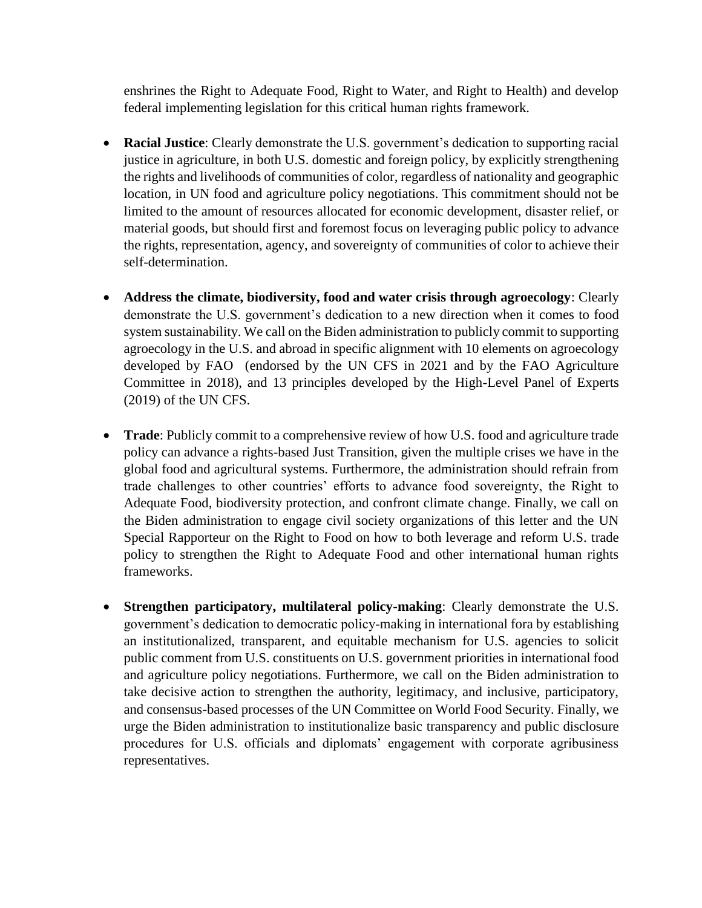enshrines the Right to Adequate Food, Right to Water, and Right to Health) and develop federal implementing legislation for this critical human rights framework.

- **Racial Justice**: Clearly demonstrate the U.S. government's dedication to supporting racial justice in agriculture, in both U.S. domestic and foreign policy, by explicitly strengthening the rights and livelihoods of communities of color, regardless of nationality and geographic location, in UN food and agriculture policy negotiations. This commitment should not be limited to the amount of resources allocated for economic development, disaster relief, or material goods, but should first and foremost focus on leveraging public policy to advance the rights, representation, agency, and sovereignty of communities of color to achieve their self-determination.

- **Address the climate, biodiversity, food and water crisis through agroecology**: Clearly demonstrate the U.S. government's dedication to a new direction when it comes to food system sustainability. We call on the Biden administration to publicly commit to supporting agroecology in the U.S. and abroad in specific alignment with 10 elements on agroecology developed by FAO (endorsed by the UN CFS in 2021 and by the FAO Agriculture Committee in 2018), and 13 principles developed by the High-Level Panel of Experts (2019) of the UN CFS.

- **Trade**: Publicly commit to a comprehensive review of how U.S. food and agriculture trade policy can advance a rights-based Just Transition, given the multiple crises we have in the global food and agricultural systems. Furthermore, the administration should refrain from trade challenges to other countries' efforts to advance food sovereignty, the Right to Adequate Food, biodiversity protection, and confront climate change. Finally, we call on the Biden administration to engage civil society organizations of this letter and the UN Special Rapporteur on the Right to Food on how to both leverage and reform U.S. trade policy to strengthen the Right to Adequate Food and other international human rights frameworks.

- **Strengthen participatory, multilateral policy-making**: Clearly demonstrate the U.S. government's dedication to democratic policy-making in international fora by establishing an institutionalized, transparent, and equitable mechanism for U.S. agencies to solicit public comment from U.S. constituents on U.S. government priorities in international food and agriculture policy negotiations. Furthermore, we call on the Biden administration to take decisive action to strengthen the authority, legitimacy, and inclusive, participatory, and consensus-based processes of the UN Committee on World Food Security. Finally, we urge the Biden administration to institutionalize basic transparency and public disclosure procedures for U.S. officials and diplomats' engagement with corporate agribusiness representatives.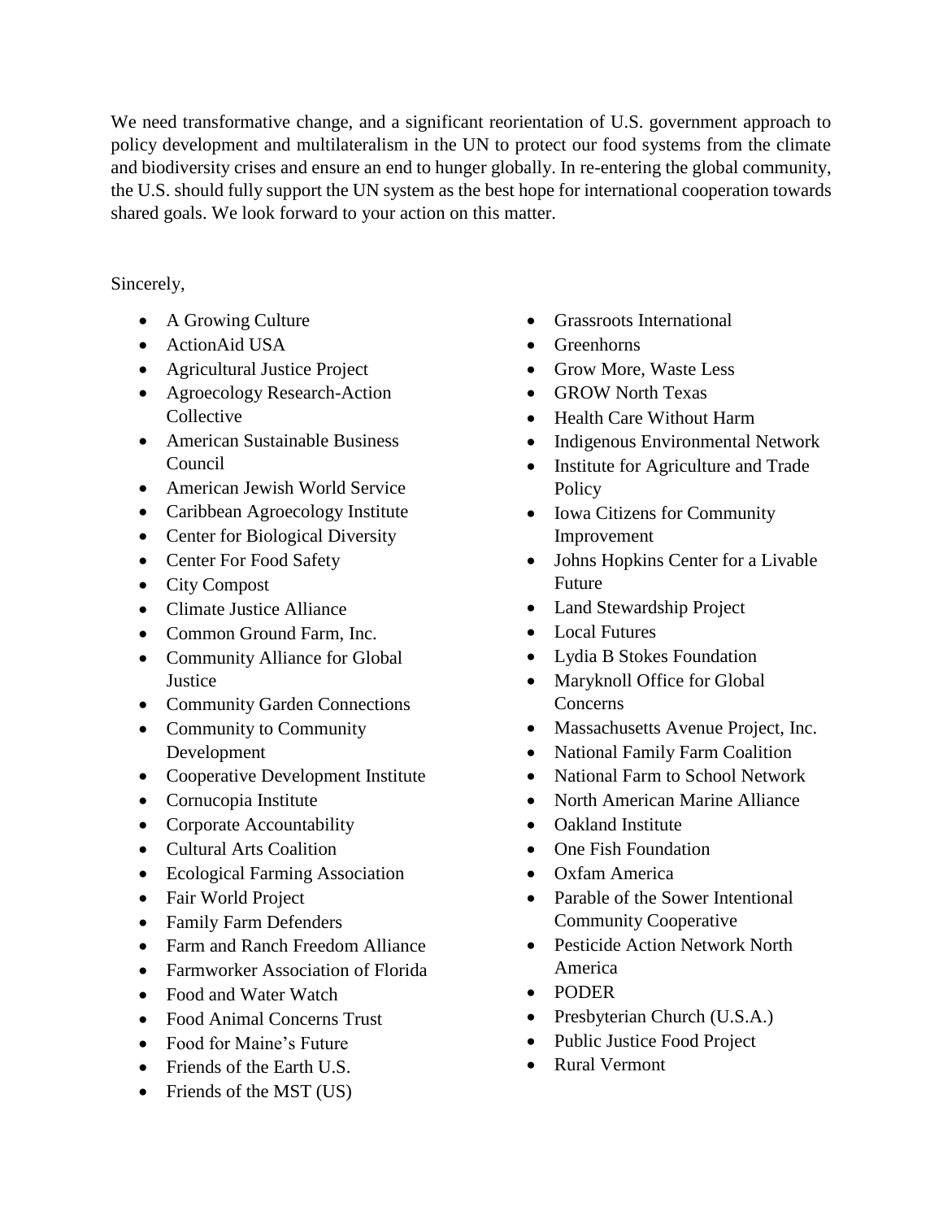We need transformative change, and a significant reorientation of U.S. government approach to policy development and multilateralism in the UN to protect our food systems from the climate and biodiversity crises and ensure an end to hunger globally. In re-entering the global community, the U.S. should fully support the UN system as the best hope for international cooperation towards shared goals. We look forward to your action on this matter.

Sincerely,

- A Growing Culture
- ActionAid USA
- Agricultural Justice Project
- Agroecology Research-Action Collective
- American Sustainable Business Council
- American Jewish World Service
- Caribbean Agroecology Institute
- Center for Biological Diversity
- Center For Food Safety
- City Compost
- Climate Justice Alliance
- Common Ground Farm, Inc.
- Community Alliance for Global Justice
- Community Garden Connections
- Community to Community Development
- Cooperative Development Institute
- Cornucopia Institute
- Corporate Accountability
- Cultural Arts Coalition
- Ecological Farming Association
- Fair World Project
- Family Farm Defenders
- Farm and Ranch Freedom Alliance
- Farmworker Association of Florida
- Food and Water Watch
- Food Animal Concerns Trust
- Food for Maine's Future
- Friends of the Earth U.S.
- Friends of the MST (US)
- Grassroots International
- Greenhorns
- Grow More, Waste Less
- GROW North Texas
- Health Care Without Harm
- Indigenous Environmental Network
- Institute for Agriculture and Trade Policy
- Iowa Citizens for Community Improvement
- Johns Hopkins Center for a Livable Future
- Land Stewardship Project
- Local Futures
- Lydia B Stokes Foundation
- Maryknoll Office for Global Concerns
- Massachusetts Avenue Project, Inc.
- National Family Farm Coalition
- National Farm to School Network
- North American Marine Alliance
- Oakland Institute
- One Fish Foundation
- Oxfam America
- Parable of the Sower Intentional Community Cooperative
- Pesticide Action Network North America
- PODER
- Presbyterian Church (U.S.A.)
- Public Justice Food Project
- Rural Vermont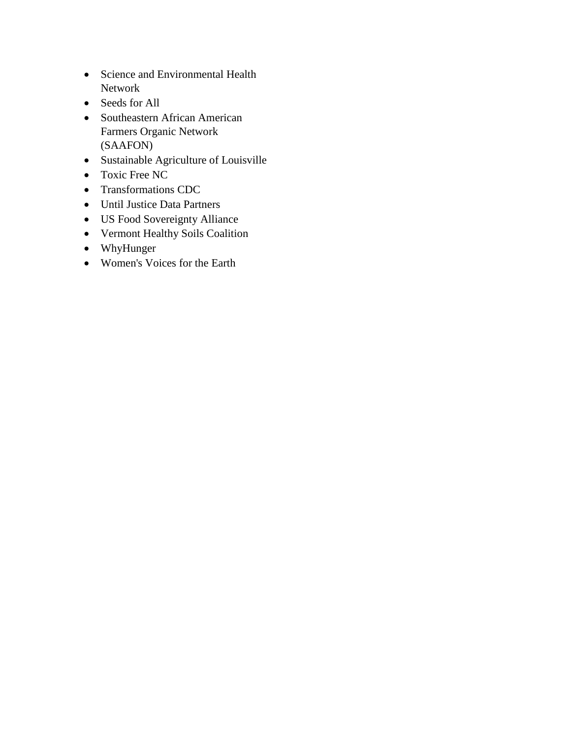- Science and Environmental Health Network
- Seeds for All
- Southeastern African American Farmers Organic Network (SAAFON)
- Sustainable Agriculture of Louisville
- Toxic Free NC
- Transformations CDC
- Until Justice Data Partners
- US Food Sovereignty Alliance
- Vermont Healthy Soils Coalition
- WhyHunger
- Women's Voices for the Earth